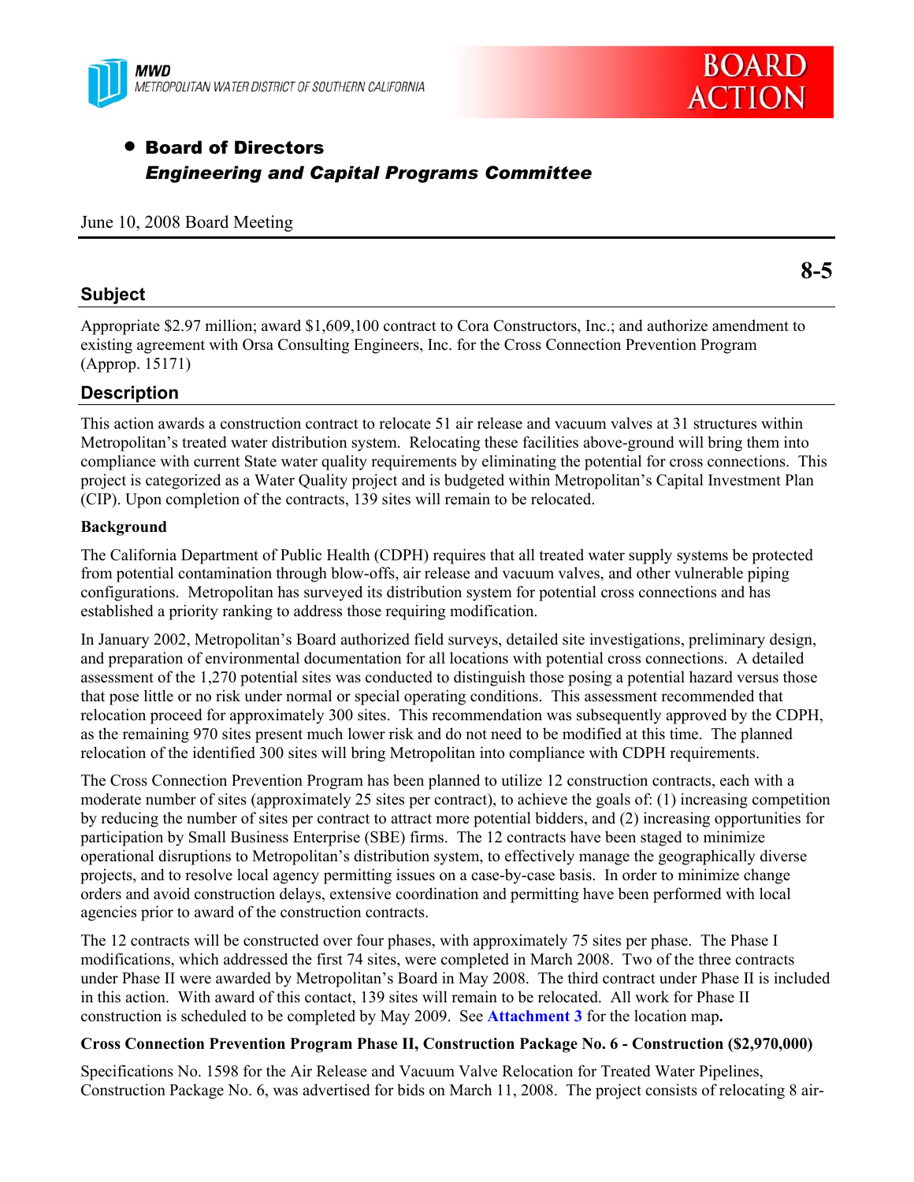**MWD**
METROPOLITAN WATER DISTRICT OF SOUTHERN CALIFORNIA

**BOARD ACTION**

- **Board of Directors**
  ***Engineering and Capital Programs Committee***

June 10, 2008 Board Meeting

**8-5**

## Subject

Appropriate $2.97 million; award $1,609,100 contract to Cora Constructors, Inc.; and authorize amendment to existing agreement with Orsa Consulting Engineers, Inc. for the Cross Connection Prevention Program (Approp. 15171)

## Description

This action awards a construction contract to relocate 51 air release and vacuum valves at 31 structures within Metropolitan's treated water distribution system. Relocating these facilities above-ground will bring them into compliance with current State water quality requirements by eliminating the potential for cross connections. This project is categorized as a Water Quality project and is budgeted within Metropolitan's Capital Investment Plan (CIP). Upon completion of the contracts, 139 sites will remain to be relocated.

**Background**

The California Department of Public Health (CDPH) requires that all treated water supply systems be protected from potential contamination through blow-offs, air release and vacuum valves, and other vulnerable piping configurations. Metropolitan has surveyed its distribution system for potential cross connections and has established a priority ranking to address those requiring modification.

In January 2002, Metropolitan's Board authorized field surveys, detailed site investigations, preliminary design, and preparation of environmental documentation for all locations with potential cross connections. A detailed assessment of the 1,270 potential sites was conducted to distinguish those posing a potential hazard versus those that pose little or no risk under normal or special operating conditions. This assessment recommended that relocation proceed for approximately 300 sites. This recommendation was subsequently approved by the CDPH, as the remaining 970 sites present much lower risk and do not need to be modified at this time. The planned relocation of the identified 300 sites will bring Metropolitan into compliance with CDPH requirements.

The Cross Connection Prevention Program has been planned to utilize 12 construction contracts, each with a moderate number of sites (approximately 25 sites per contract), to achieve the goals of: (1) increasing competition by reducing the number of sites per contract to attract more potential bidders, and (2) increasing opportunities for participation by Small Business Enterprise (SBE) firms. The 12 contracts have been staged to minimize operational disruptions to Metropolitan's distribution system, to effectively manage the geographically diverse projects, and to resolve local agency permitting issues on a case-by-case basis. In order to minimize change orders and avoid construction delays, extensive coordination and permitting have been performed with local agencies prior to award of the construction contracts.

The 12 contracts will be constructed over four phases, with approximately 75 sites per phase. The Phase I modifications, which addressed the first 74 sites, were completed in March 2008. Two of the three contracts under Phase II were awarded by Metropolitan's Board in May 2008. The third contract under Phase II is included in this action. With award of this contact, 139 sites will remain to be relocated. All work for Phase II construction is scheduled to be completed by May 2009. See **Attachment 3** for the location map**.**

**Cross Connection Prevention Program Phase II, Construction Package No. 6 - Construction ($2,970,000)**

Specifications No. 1598 for the Air Release and Vacuum Valve Relocation for Treated Water Pipelines, Construction Package No. 6, was advertised for bids on March 11, 2008. The project consists of relocating 8 air-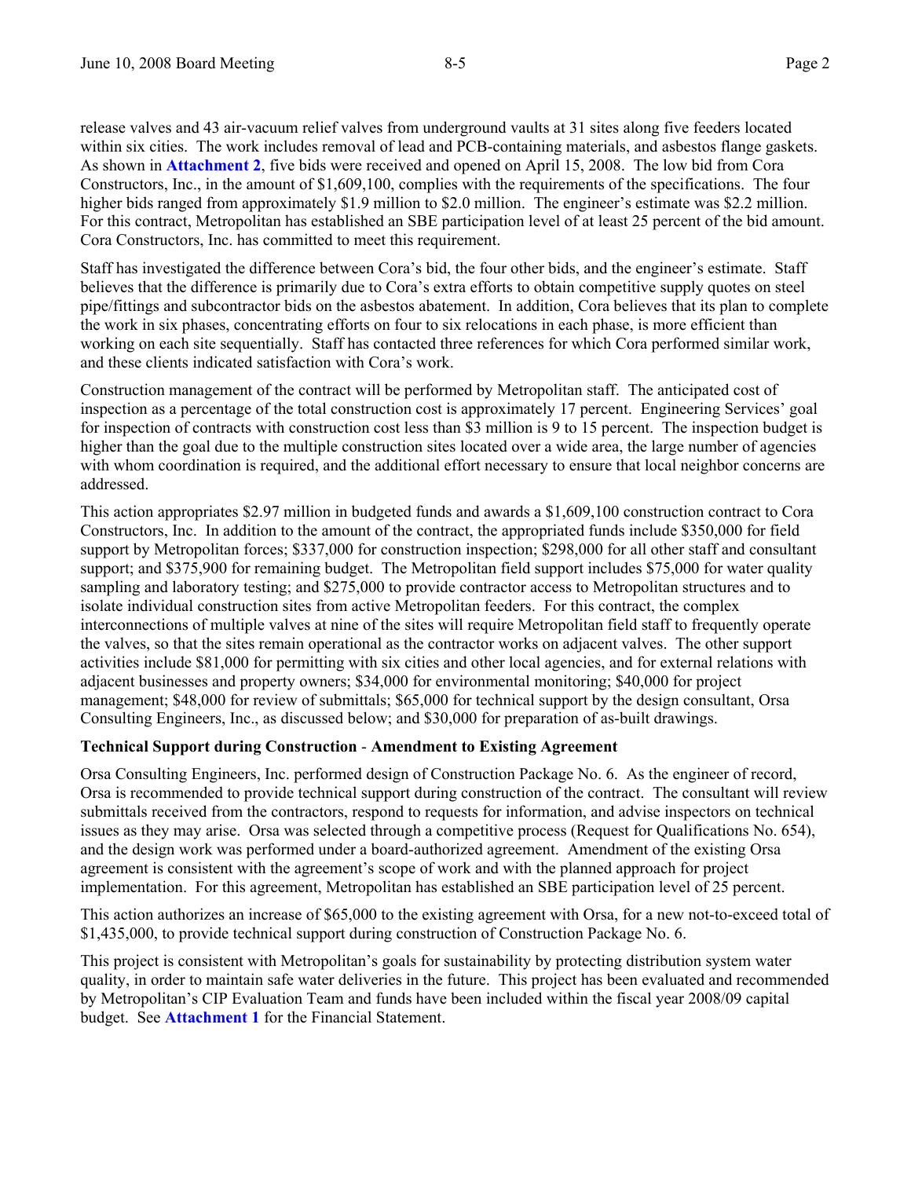release valves and 43 air-vacuum relief valves from underground vaults at 31 sites along five feeders located within six cities. The work includes removal of lead and PCB-containing materials, and asbestos flange gaskets. As shown in **Attachment 2**, five bids were received and opened on April 15, 2008. The low bid from Cora Constructors, Inc., in the amount of $1,609,100, complies with the requirements of the specifications. The four higher bids ranged from approximately $1.9 million to $2.0 million. The engineer's estimate was $2.2 million. For this contract, Metropolitan has established an SBE participation level of at least 25 percent of the bid amount. Cora Constructors, Inc. has committed to meet this requirement.

Staff has investigated the difference between Cora's bid, the four other bids, and the engineer's estimate. Staff believes that the difference is primarily due to Cora's extra efforts to obtain competitive supply quotes on steel pipe/fittings and subcontractor bids on the asbestos abatement. In addition, Cora believes that its plan to complete the work in six phases, concentrating efforts on four to six relocations in each phase, is more efficient than working on each site sequentially. Staff has contacted three references for which Cora performed similar work, and these clients indicated satisfaction with Cora's work.

Construction management of the contract will be performed by Metropolitan staff. The anticipated cost of inspection as a percentage of the total construction cost is approximately 17 percent. Engineering Services' goal for inspection of contracts with construction cost less than $3 million is 9 to 15 percent. The inspection budget is higher than the goal due to the multiple construction sites located over a wide area, the large number of agencies with whom coordination is required, and the additional effort necessary to ensure that local neighbor concerns are addressed.

This action appropriates $2.97 million in budgeted funds and awards a $1,609,100 construction contract to Cora Constructors, Inc. In addition to the amount of the contract, the appropriated funds include $350,000 for field support by Metropolitan forces; $337,000 for construction inspection; $298,000 for all other staff and consultant support; and $375,900 for remaining budget. The Metropolitan field support includes $75,000 for water quality sampling and laboratory testing; and $275,000 to provide contractor access to Metropolitan structures and to isolate individual construction sites from active Metropolitan feeders. For this contract, the complex interconnections of multiple valves at nine of the sites will require Metropolitan field staff to frequently operate the valves, so that the sites remain operational as the contractor works on adjacent valves. The other support activities include $81,000 for permitting with six cities and other local agencies, and for external relations with adjacent businesses and property owners; $34,000 for environmental monitoring; $40,000 for project management; $48,000 for review of submittals; $65,000 for technical support by the design consultant, Orsa Consulting Engineers, Inc., as discussed below; and $30,000 for preparation of as-built drawings.

**Technical Support during Construction - Amendment to Existing Agreement**

Orsa Consulting Engineers, Inc. performed design of Construction Package No. 6. As the engineer of record, Orsa is recommended to provide technical support during construction of the contract. The consultant will review submittals received from the contractors, respond to requests for information, and advise inspectors on technical issues as they may arise. Orsa was selected through a competitive process (Request for Qualifications No. 654), and the design work was performed under a board-authorized agreement. Amendment of the existing Orsa agreement is consistent with the agreement's scope of work and with the planned approach for project implementation. For this agreement, Metropolitan has established an SBE participation level of 25 percent.

This action authorizes an increase of $65,000 to the existing agreement with Orsa, for a new not-to-exceed total of $1,435,000, to provide technical support during construction of Construction Package No. 6.

This project is consistent with Metropolitan's goals for sustainability by protecting distribution system water quality, in order to maintain safe water deliveries in the future. This project has been evaluated and recommended by Metropolitan's CIP Evaluation Team and funds have been included within the fiscal year 2008/09 capital budget. See **Attachment 1** for the Financial Statement.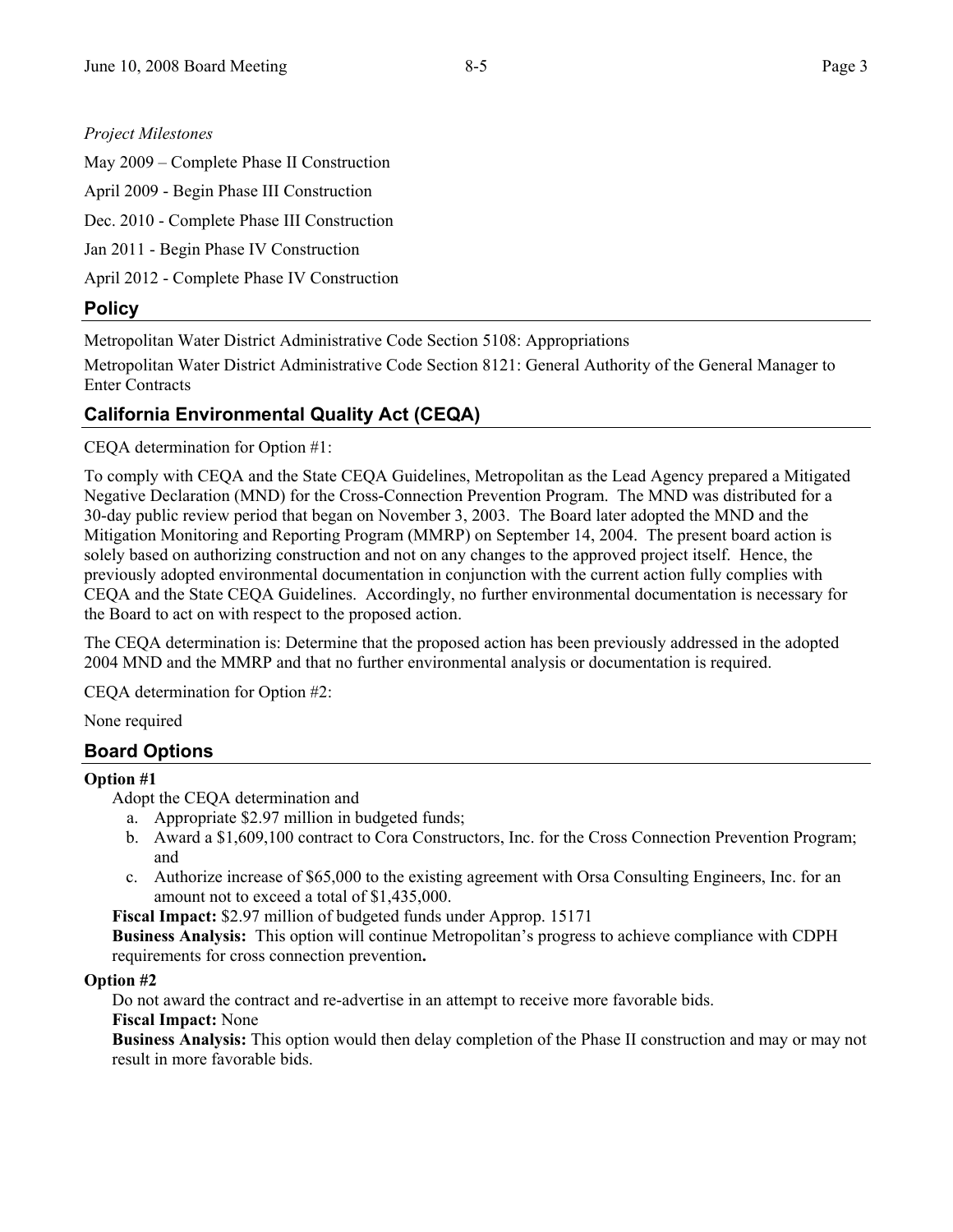*Project Milestones*

May 2009 – Complete Phase II Construction

April 2009 - Begin Phase III Construction

Dec. 2010 - Complete Phase III Construction

Jan 2011 - Begin Phase IV Construction

April 2012 - Complete Phase IV Construction

## Policy

Metropolitan Water District Administrative Code Section 5108: Appropriations

Metropolitan Water District Administrative Code Section 8121: General Authority of the General Manager to Enter Contracts

## California Environmental Quality Act (CEQA)

CEQA determination for Option #1:

To comply with CEQA and the State CEQA Guidelines, Metropolitan as the Lead Agency prepared a Mitigated Negative Declaration (MND) for the Cross-Connection Prevention Program. The MND was distributed for a 30-day public review period that began on November 3, 2003. The Board later adopted the MND and the Mitigation Monitoring and Reporting Program (MMRP) on September 14, 2004. The present board action is solely based on authorizing construction and not on any changes to the approved project itself. Hence, the previously adopted environmental documentation in conjunction with the current action fully complies with CEQA and the State CEQA Guidelines. Accordingly, no further environmental documentation is necessary for the Board to act on with respect to the proposed action.

The CEQA determination is: Determine that the proposed action has been previously addressed in the adopted 2004 MND and the MMRP and that no further environmental analysis or documentation is required.

CEQA determination for Option #2:

None required

## Board Options

**Option #1**

Adopt the CEQA determination and

a. Appropriate $2.97 million in budgeted funds;
b. Award a $1,609,100 contract to Cora Constructors, Inc. for the Cross Connection Prevention Program; and
c. Authorize increase of $65,000 to the existing agreement with Orsa Consulting Engineers, Inc. for an amount not to exceed a total of $1,435,000.

**Fiscal Impact:** $2.97 million of budgeted funds under Approp. 15171

**Business Analysis:** This option will continue Metropolitan's progress to achieve compliance with CDPH requirements for cross connection prevention**.**

**Option #2**

Do not award the contract and re-advertise in an attempt to receive more favorable bids.

**Fiscal Impact:** None

**Business Analysis:** This option would then delay completion of the Phase II construction and may or may not result in more favorable bids.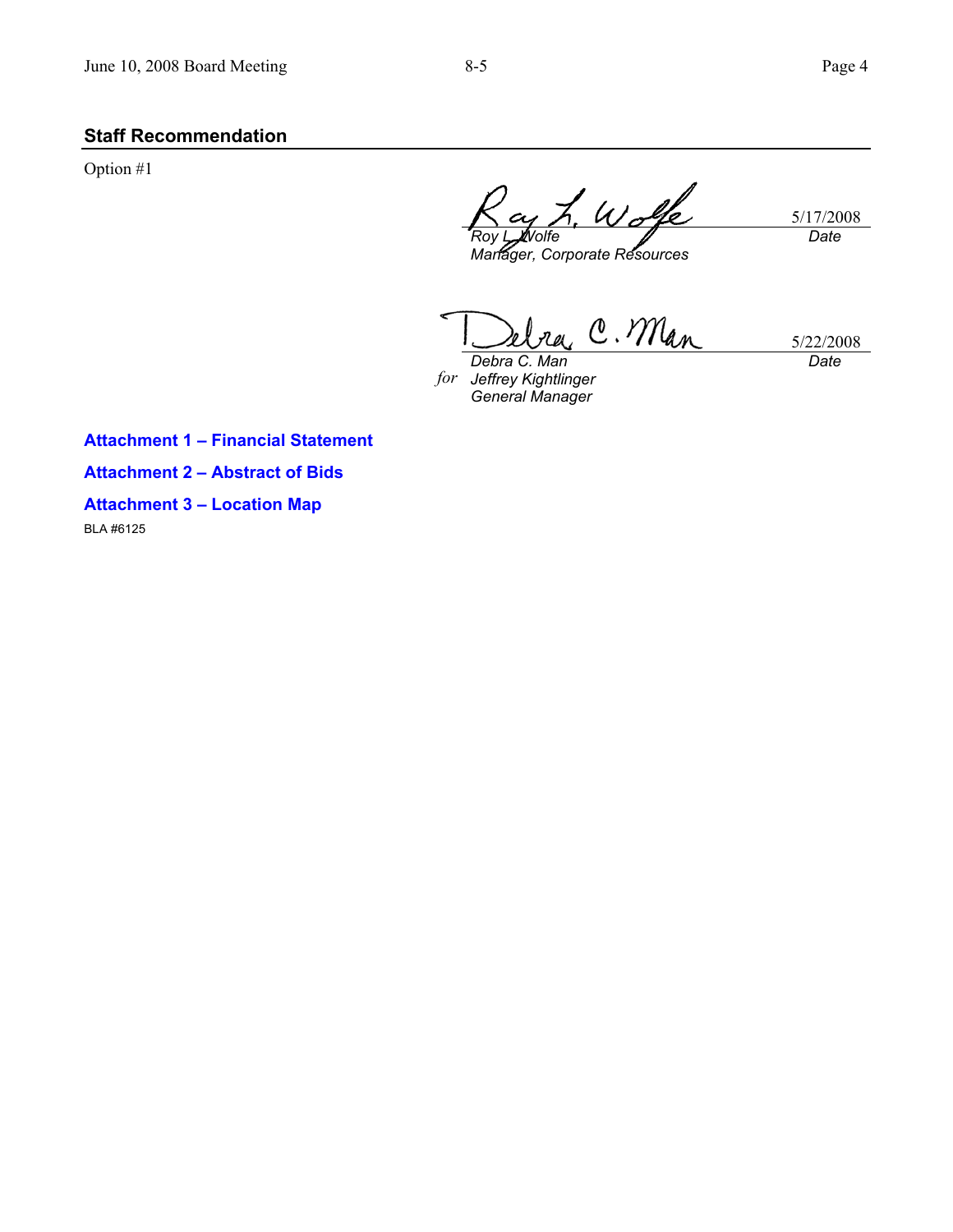## Staff Recommendation

Option #1

| | |
|---|---|
| *Roy L. Wolfe*<br>*Manager, Corporate Resources* | 5/17/2008<br>*Date* |
| *Debra C. Man*<br>*for* *Jeffrey Kightlinger*<br>*General Manager* | 5/22/2008<br>*Date* |

**Attachment 1 – Financial Statement**

**Attachment 2 – Abstract of Bids**

**Attachment 3 – Location Map**

BLA #6125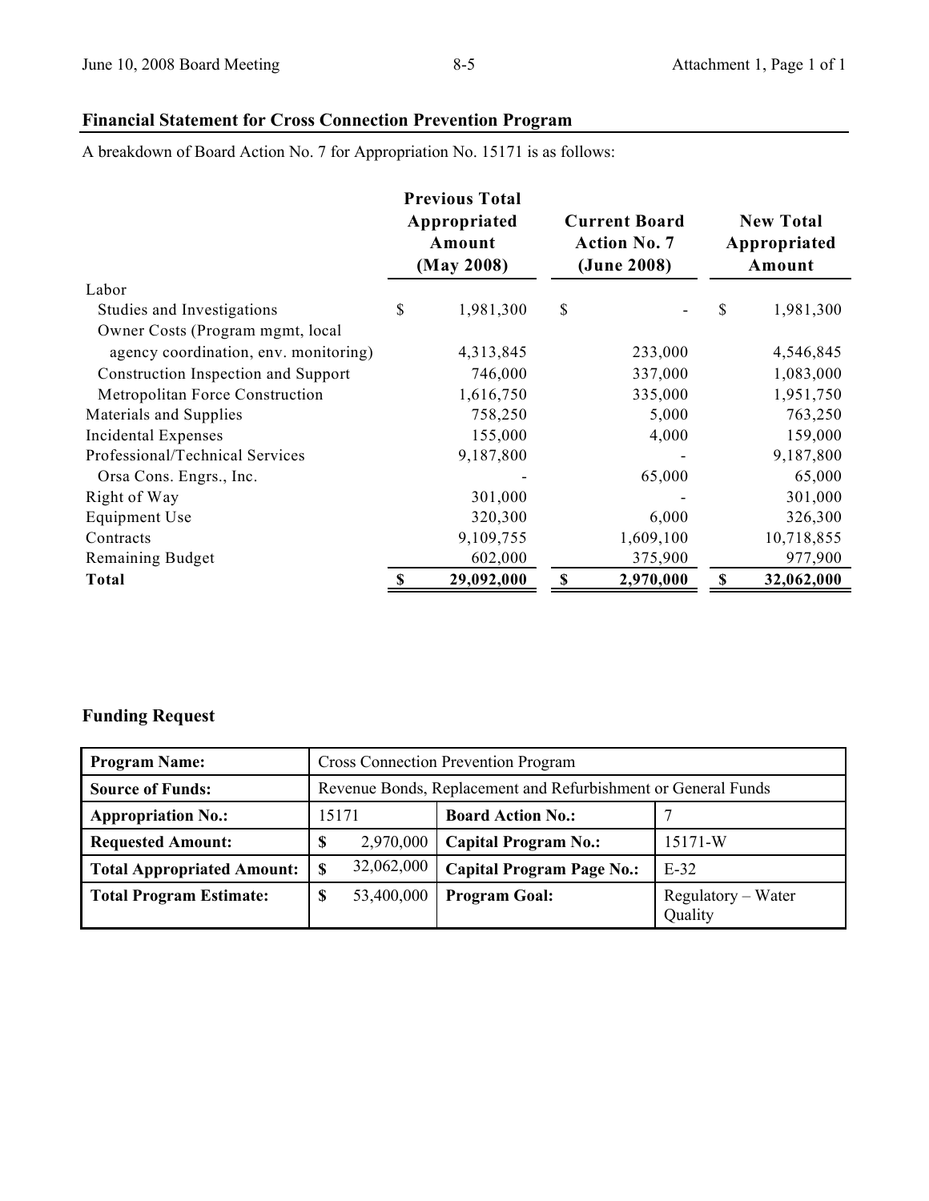## Financial Statement for Cross Connection Prevention Program

A breakdown of Board Action No. 7 for Appropriation No. 15171 is as follows:

| | Previous Total Appropriated Amount (May 2008) | Current Board Action No. 7 (June 2008) | New Total Appropriated Amount |
|---|---|---|---|
| Labor | | | |
| Studies and Investigations | $ 1,981,300 | $ - | $ 1,981,300 |
| Owner Costs (Program mgmt, local agency coordination, env. monitoring) | 4,313,845 | 233,000 | 4,546,845 |
| Construction Inspection and Support | 746,000 | 337,000 | 1,083,000 |
| Metropolitan Force Construction | 1,616,750 | 335,000 | 1,951,750 |
| Materials and Supplies | 758,250 | 5,000 | 763,250 |
| Incidental Expenses | 155,000 | 4,000 | 159,000 |
| Professional/Technical Services | 9,187,800 | - | 9,187,800 |
| Orsa Cons. Engrs., Inc. | - | 65,000 | 65,000 |
| Right of Way | 301,000 | - | 301,000 |
| Equipment Use | 320,300 | 6,000 | 326,300 |
| Contracts | 9,109,755 | 1,609,100 | 10,718,855 |
| Remaining Budget | 602,000 | 375,900 | 977,900 |
| **Total** | **$ 29,092,000** | **$ 2,970,000** | **$ 32,062,000** |

## Funding Request

| **Program Name:** | Cross Connection Prevention Program | | |
|---|---|---|---|
| **Source of Funds:** | Revenue Bonds, Replacement and Refurbishment or General Funds | | |
| **Appropriation No.:** | 15171 | **Board Action No.:** | 7 |
| **Requested Amount:** | $ 2,970,000 | **Capital Program No.:** | 15171-W |
| **Total Appropriated Amount:** | $ 32,062,000 | **Capital Program Page No.:** | E-32 |
| **Total Program Estimate:** | $ 53,400,000 | **Program Goal:** | Regulatory – Water Quality |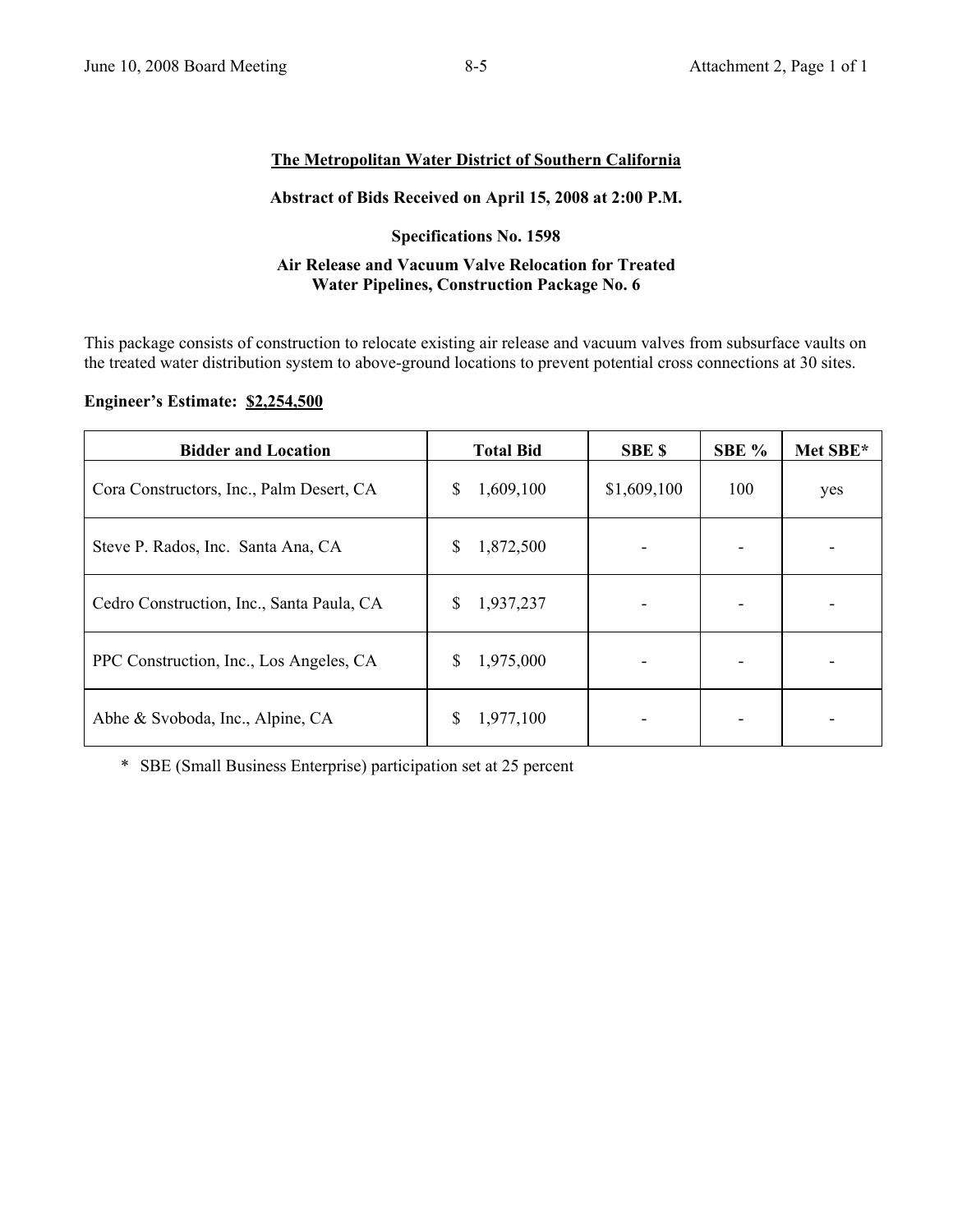**The Metropolitan Water District of Southern California**

**Abstract of Bids Received on April 15, 2008 at 2:00 P.M.**

**Specifications No. 1598**

**Air Release and Vacuum Valve Relocation for Treated Water Pipelines, Construction Package No. 6**

This package consists of construction to relocate existing air release and vacuum valves from subsurface vaults on the treated water distribution system to above-ground locations to prevent potential cross connections at 30 sites.

**Engineer's Estimate: $2,254,500**

| Bidder and Location | Total Bid | SBE $ | SBE % | Met SBE* |
|---|---|---|---|---|
| Cora Constructors, Inc., Palm Desert, CA | $ 1,609,100 | $1,609,100 | 100 | yes |
| Steve P. Rados, Inc. Santa Ana, CA | $ 1,872,500 | - | - | - |
| Cedro Construction, Inc., Santa Paula, CA | $ 1,937,237 | - | - | - |
| PPC Construction, Inc., Los Angeles, CA | $ 1,975,000 | - | - | - |
| Abhe & Svoboda, Inc., Alpine, CA | $ 1,977,100 | - | - | - |

\* SBE (Small Business Enterprise) participation set at 25 percent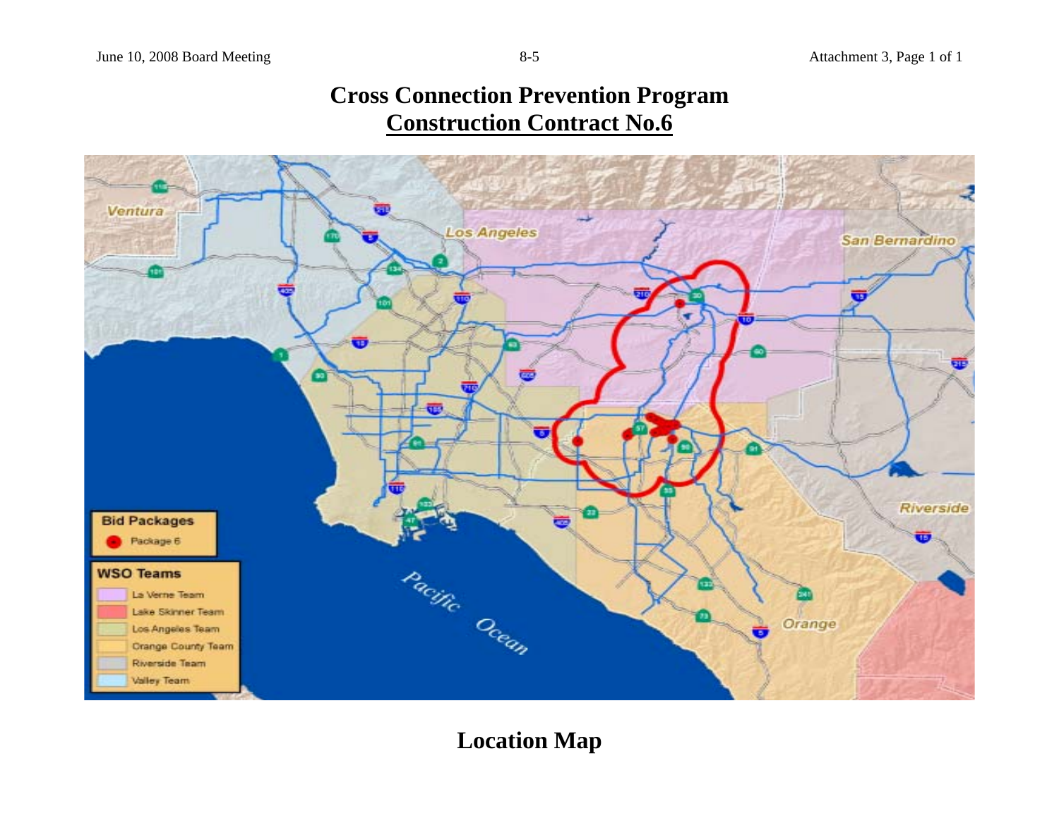# Cross Connection Prevention Program
## Construction Contract No.6

Ventura

Los Angeles

San Bernardino

Riverside

Orange

Pacific Ocean

**Bid Packages**

Package 6

**WSO Teams**

La Verne Team

Lake Skinner Team

Los Angeles Team

Orange County Team

Riverside Team

Valley Team

## Location Map